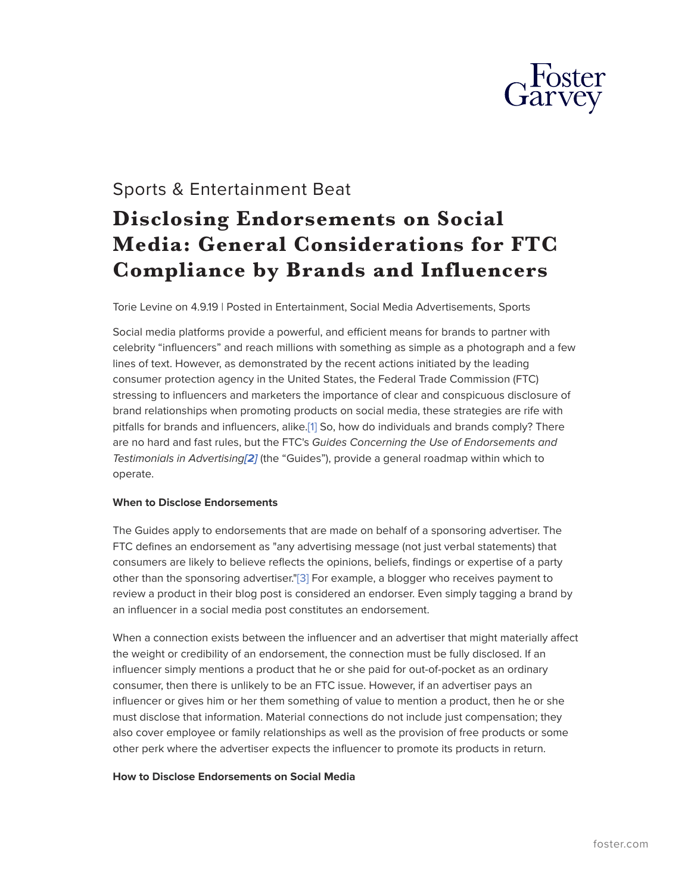Sports & Entertainment Beat

# Disclosing Endorsements on Social Media: General Considerations for FTC Compliance by Brands and Influencers

Torie Levine on 4.9.19 | Posted in Entertainment, Social Media Advertisements, Sports

Social media platforms provide a powerful, and efficient means for brands to partner with celebrity "influencers" and reach millions with something as simple as a photograph and a few lines of text. However, as demonstrated by the recent actions initiated by the leading consumer protection agency in the United States, the Federal Trade Commission (FTC) stressing to influencers and marketers the importance of clear and conspicuous disclosure of brand relationships when promoting products on social media, these strategies are rife with pitfalls for brands and influencers, alike.[1] So, how do individuals and brands comply? There are no hard and fast rules, but the FTC's *Guides Concerning the Use of Endorsements and Testimonials in Advertising**[2]*** (the "Guides"), provide a general roadmap within which to operate.

**When to Disclose Endorsements**

The Guides apply to endorsements that are made on behalf of a sponsoring advertiser. The FTC defines an endorsement as "any advertising message (not just verbal statements) that consumers are likely to believe reflects the opinions, beliefs, findings or expertise of a party other than the sponsoring advertiser."[3] For example, a blogger who receives payment to review a product in their blog post is considered an endorser. Even simply tagging a brand by an influencer in a social media post constitutes an endorsement.

When a connection exists between the influencer and an advertiser that might materially affect the weight or credibility of an endorsement, the connection must be fully disclosed. If an influencer simply mentions a product that he or she paid for out-of-pocket as an ordinary consumer, then there is unlikely to be an FTC issue. However, if an advertiser pays an influencer or gives him or her them something of value to mention a product, then he or she must disclose that information. Material connections do not include just compensation; they also cover employee or family relationships as well as the provision of free products or some other perk where the advertiser expects the influencer to promote its products in return.

**How to Disclose Endorsements on Social Media**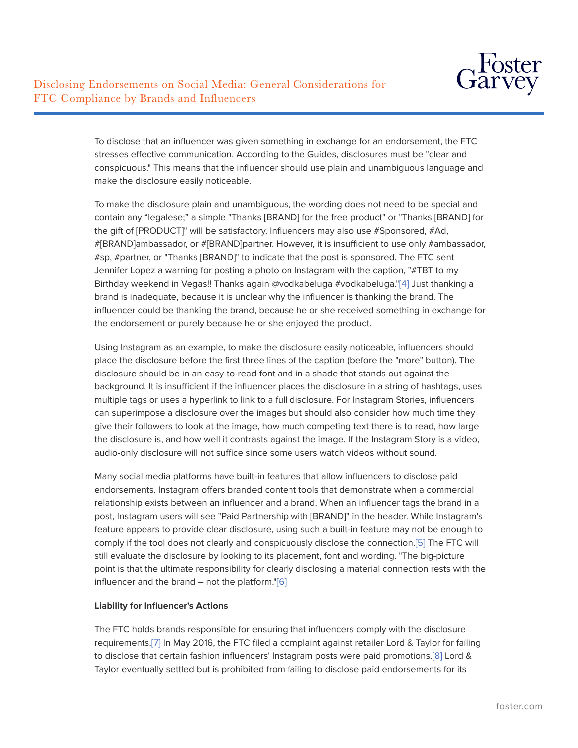To disclose that an influencer was given something in exchange for an endorsement, the FTC stresses effective communication. According to the Guides, disclosures must be "clear and conspicuous." This means that the influencer should use plain and unambiguous language and make the disclosure easily noticeable.

To make the disclosure plain and unambiguous, the wording does not need to be special and contain any "legalese;" a simple "Thanks [BRAND] for the free product" or "Thanks [BRAND] for the gift of [PRODUCT]" will be satisfactory. Influencers may also use #Sponsored, #Ad, #[BRAND]ambassador, or #[BRAND]partner. However, it is insufficient to use only #ambassador, #sp, #partner, or "Thanks [BRAND]" to indicate that the post is sponsored. The FTC sent Jennifer Lopez a warning for posting a photo on Instagram with the caption, "#TBT to my Birthday weekend in Vegas!! Thanks again @vodkabeluga #vodkabeluga."[4] Just thanking a brand is inadequate, because it is unclear why the influencer is thanking the brand. The influencer could be thanking the brand, because he or she received something in exchange for the endorsement or purely because he or she enjoyed the product.

Using Instagram as an example, to make the disclosure easily noticeable, influencers should place the disclosure before the first three lines of the caption (before the "more" button). The disclosure should be in an easy-to-read font and in a shade that stands out against the background. It is insufficient if the influencer places the disclosure in a string of hashtags, uses multiple tags or uses a hyperlink to link to a full disclosure. For Instagram Stories, influencers can superimpose a disclosure over the images but should also consider how much time they give their followers to look at the image, how much competing text there is to read, how large the disclosure is, and how well it contrasts against the image. If the Instagram Story is a video, audio-only disclosure will not suffice since some users watch videos without sound.

Many social media platforms have built-in features that allow influencers to disclose paid endorsements. Instagram offers branded content tools that demonstrate when a commercial relationship exists between an influencer and a brand. When an influencer tags the brand in a post, Instagram users will see "Paid Partnership with [BRAND]" in the header. While Instagram's feature appears to provide clear disclosure, using such a built-in feature may not be enough to comply if the tool does not clearly and conspicuously disclose the connection.[5] The FTC will still evaluate the disclosure by looking to its placement, font and wording. "The big-picture point is that the ultimate responsibility for clearly disclosing a material connection rests with the influencer and the brand – not the platform."[6]

**Liability for Influencer's Actions**

The FTC holds brands responsible for ensuring that influencers comply with the disclosure requirements.[7] In May 2016, the FTC filed a complaint against retailer Lord & Taylor for failing to disclose that certain fashion influencers' Instagram posts were paid promotions.[8] Lord & Taylor eventually settled but is prohibited from failing to disclose paid endorsements for its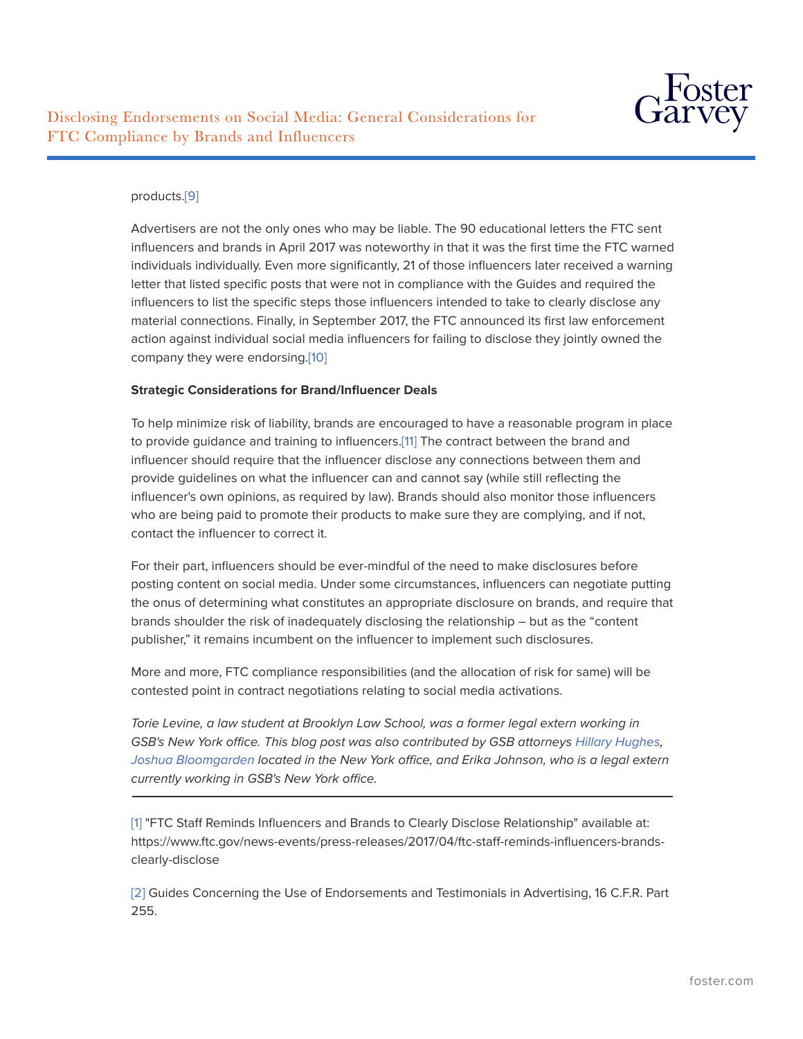products.[9]

Advertisers are not the only ones who may be liable. The 90 educational letters the FTC sent influencers and brands in April 2017 was noteworthy in that it was the first time the FTC warned individuals individually. Even more significantly, 21 of those influencers later received a warning letter that listed specific posts that were not in compliance with the Guides and required the influencers to list the specific steps those influencers intended to take to clearly disclose any material connections. Finally, in September 2017, the FTC announced its first law enforcement action against individual social media influencers for failing to disclose they jointly owned the company they were endorsing.[10]

**Strategic Considerations for Brand/Influencer Deals**

To help minimize risk of liability, brands are encouraged to have a reasonable program in place to provide guidance and training to influencers.[11] The contract between the brand and influencer should require that the influencer disclose any connections between them and provide guidelines on what the influencer can and cannot say (while still reflecting the influencer's own opinions, as required by law). Brands should also monitor those influencers who are being paid to promote their products to make sure they are complying, and if not, contact the influencer to correct it.

For their part, influencers should be ever-mindful of the need to make disclosures before posting content on social media. Under some circumstances, influencers can negotiate putting the onus of determining what constitutes an appropriate disclosure on brands, and require that brands shoulder the risk of inadequately disclosing the relationship – but as the "content publisher," it remains incumbent on the influencer to implement such disclosures.

More and more, FTC compliance responsibilities (and the allocation of risk for same) will be contested point in contract negotiations relating to social media activations.

*Torie Levine, a law student at Brooklyn Law School, was a former legal extern working in GSB's New York office. This blog post was also contributed by GSB attorneys Hillary Hughes, Joshua Bloomgarden located in the New York office, and Erika Johnson, who is a legal extern currently working in GSB's New York office.*

---

[1] "FTC Staff Reminds Influencers and Brands to Clearly Disclose Relationship" available at: https://www.ftc.gov/news-events/press-releases/2017/04/ftc-staff-reminds-influencers-brands-clearly-disclose

[2] Guides Concerning the Use of Endorsements and Testimonials in Advertising, 16 C.F.R. Part 255.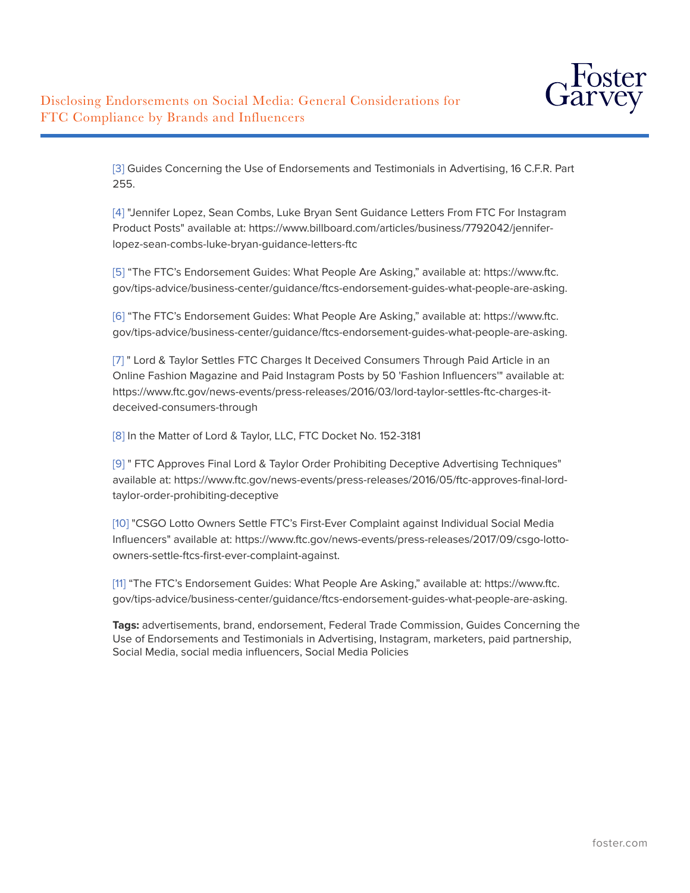[3] Guides Concerning the Use of Endorsements and Testimonials in Advertising, 16 C.F.R. Part 255.

[4] "Jennifer Lopez, Sean Combs, Luke Bryan Sent Guidance Letters From FTC For Instagram Product Posts" available at: https://www.billboard.com/articles/business/7792042/jennifer-lopez-sean-combs-luke-bryan-guidance-letters-ftc

[5] “The FTC’s Endorsement Guides: What People Are Asking,” available at: https://www.ftc.gov/tips-advice/business-center/guidance/ftcs-endorsement-guides-what-people-are-asking.

[6] “The FTC’s Endorsement Guides: What People Are Asking,” available at: https://www.ftc.gov/tips-advice/business-center/guidance/ftcs-endorsement-guides-what-people-are-asking.

[7] " Lord & Taylor Settles FTC Charges It Deceived Consumers Through Paid Article in an Online Fashion Magazine and Paid Instagram Posts by 50 'Fashion Influencers'" available at: https://www.ftc.gov/news-events/press-releases/2016/03/lord-taylor-settles-ftc-charges-it-deceived-consumers-through

[8] In the Matter of Lord & Taylor, LLC, FTC Docket No. 152-3181

[9] " FTC Approves Final Lord & Taylor Order Prohibiting Deceptive Advertising Techniques" available at: https://www.ftc.gov/news-events/press-releases/2016/05/ftc-approves-final-lord-taylor-order-prohibiting-deceptive

[10] "CSGO Lotto Owners Settle FTC’s First-Ever Complaint against Individual Social Media Influencers" available at: https://www.ftc.gov/news-events/press-releases/2017/09/csgo-lotto-owners-settle-ftcs-first-ever-complaint-against.

[11] “The FTC’s Endorsement Guides: What People Are Asking,” available at: https://www.ftc.gov/tips-advice/business-center/guidance/ftcs-endorsement-guides-what-people-are-asking.

**Tags:** advertisements, brand, endorsement, Federal Trade Commission, Guides Concerning the Use of Endorsements and Testimonials in Advertising, Instagram, marketers, paid partnership, Social Media, social media influencers, Social Media Policies